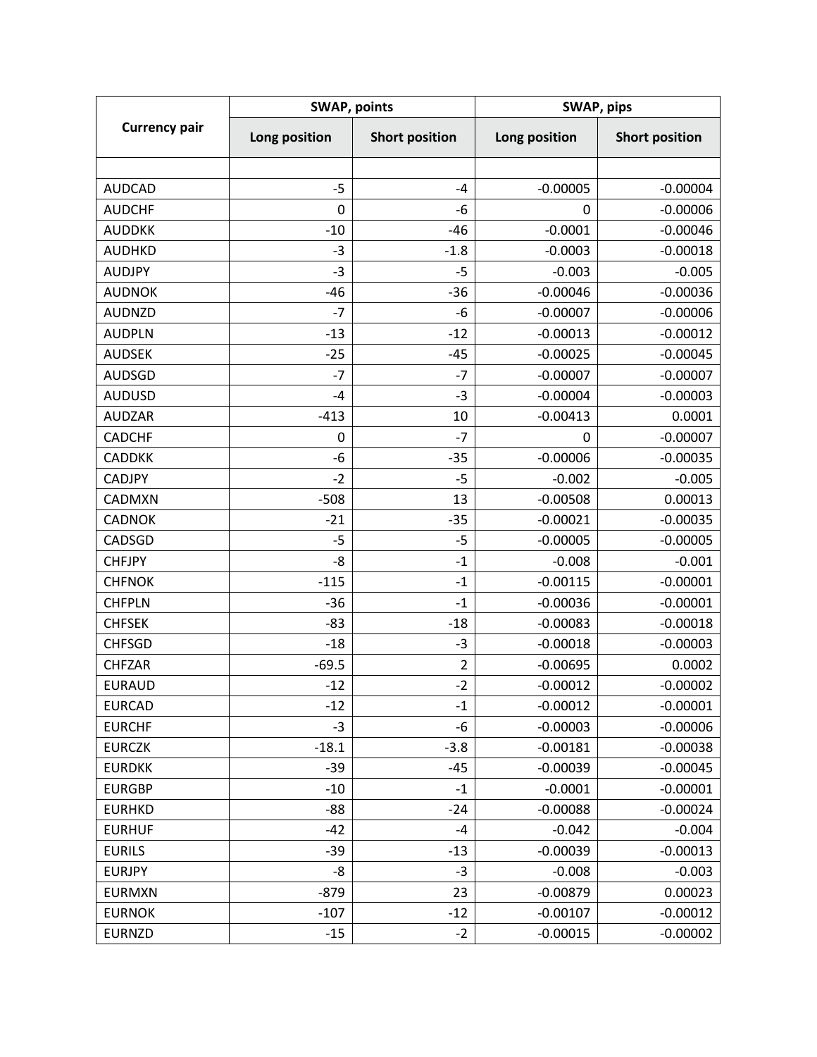| Currency pair | SWAP, points | | SWAP, pips | |
|---|---|---|---|---|
| | Long position | Short position | Long position | Short position |
| | | | | |
| AUDCAD | -5 | -4 | -0.00005 | -0.00004 |
| AUDCHF | 0 | -6 | 0 | -0.00006 |
| AUDDKK | -10 | -46 | -0.0001 | -0.00046 |
| AUDHKD | -3 | -1.8 | -0.0003 | -0.00018 |
| AUDJPY | -3 | -5 | -0.003 | -0.005 |
| AUDNOK | -46 | -36 | -0.00046 | -0.00036 |
| AUDNZD | -7 | -6 | -0.00007 | -0.00006 |
| AUDPLN | -13 | -12 | -0.00013 | -0.00012 |
| AUDSEK | -25 | -45 | -0.00025 | -0.00045 |
| AUDSGD | -7 | -7 | -0.00007 | -0.00007 |
| AUDUSD | -4 | -3 | -0.00004 | -0.00003 |
| AUDZAR | -413 | 10 | -0.00413 | 0.0001 |
| CADCHF | 0 | -7 | 0 | -0.00007 |
| CADDKK | -6 | -35 | -0.00006 | -0.00035 |
| CADJPY | -2 | -5 | -0.002 | -0.005 |
| CADMXN | -508 | 13 | -0.00508 | 0.00013 |
| CADNOK | -21 | -35 | -0.00021 | -0.00035 |
| CADSGD | -5 | -5 | -0.00005 | -0.00005 |
| CHFJPY | -8 | -1 | -0.008 | -0.001 |
| CHFNOK | -115 | -1 | -0.00115 | -0.00001 |
| CHFPLN | -36 | -1 | -0.00036 | -0.00001 |
| CHFSEK | -83 | -18 | -0.00083 | -0.00018 |
| CHFSGD | -18 | -3 | -0.00018 | -0.00003 |
| CHFZAR | -69.5 | 2 | -0.00695 | 0.0002 |
| EURAUD | -12 | -2 | -0.00012 | -0.00002 |
| EURCAD | -12 | -1 | -0.00012 | -0.00001 |
| EURCHF | -3 | -6 | -0.00003 | -0.00006 |
| EURCZK | -18.1 | -3.8 | -0.00181 | -0.00038 |
| EURDKK | -39 | -45 | -0.00039 | -0.00045 |
| EURGBP | -10 | -1 | -0.0001 | -0.00001 |
| EURHKD | -88 | -24 | -0.00088 | -0.00024 |
| EURHUF | -42 | -4 | -0.042 | -0.004 |
| EURILS | -39 | -13 | -0.00039 | -0.00013 |
| EURJPY | -8 | -3 | -0.008 | -0.003 |
| EURMXN | -879 | 23 | -0.00879 | 0.00023 |
| EURNOK | -107 | -12 | -0.00107 | -0.00012 |
| EURNZD | -15 | -2 | -0.00015 | -0.00002 |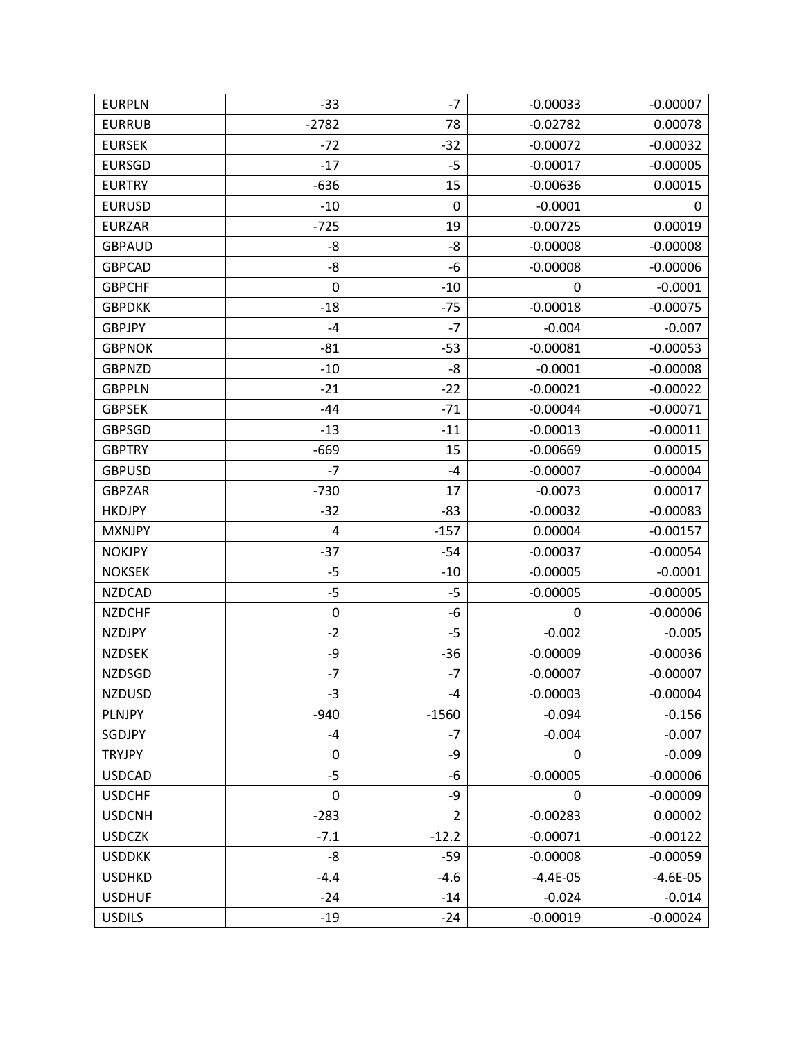| EURPLN | -33 | -7 | -0.00033 | -0.00007 |
|---|---|---|---|---|
| EURRUB | -2782 | 78 | -0.02782 | 0.00078 |
| EURSEK | -72 | -32 | -0.00072 | -0.00032 |
| EURSGD | -17 | -5 | -0.00017 | -0.00005 |
| EURTRY | -636 | 15 | -0.00636 | 0.00015 |
| EURUSD | -10 | 0 | -0.0001 | 0 |
| EURZAR | -725 | 19 | -0.00725 | 0.00019 |
| GBPAUD | -8 | -8 | -0.00008 | -0.00008 |
| GBPCAD | -8 | -6 | -0.00008 | -0.00006 |
| GBPCHF | 0 | -10 | 0 | -0.0001 |
| GBPDKK | -18 | -75 | -0.00018 | -0.00075 |
| GBPJPY | -4 | -7 | -0.004 | -0.007 |
| GBPNOK | -81 | -53 | -0.00081 | -0.00053 |
| GBPNZD | -10 | -8 | -0.0001 | -0.00008 |
| GBPPLN | -21 | -22 | -0.00021 | -0.00022 |
| GBPSEK | -44 | -71 | -0.00044 | -0.00071 |
| GBPSGD | -13 | -11 | -0.00013 | -0.00011 |
| GBPTRY | -669 | 15 | -0.00669 | 0.00015 |
| GBPUSD | -7 | -4 | -0.00007 | -0.00004 |
| GBPZAR | -730 | 17 | -0.0073 | 0.00017 |
| HKDJPY | -32 | -83 | -0.00032 | -0.00083 |
| MXNJPY | 4 | -157 | 0.00004 | -0.00157 |
| NOKJPY | -37 | -54 | -0.00037 | -0.00054 |
| NOKSEK | -5 | -10 | -0.00005 | -0.0001 |
| NZDCAD | -5 | -5 | -0.00005 | -0.00005 |
| NZDCHF | 0 | -6 | 0 | -0.00006 |
| NZDJPY | -2 | -5 | -0.002 | -0.005 |
| NZDSEK | -9 | -36 | -0.00009 | -0.00036 |
| NZDSGD | -7 | -7 | -0.00007 | -0.00007 |
| NZDUSD | -3 | -4 | -0.00003 | -0.00004 |
| PLNJPY | -940 | -1560 | -0.094 | -0.156 |
| SGDJPY | -4 | -7 | -0.004 | -0.007 |
| TRYJPY | 0 | -9 | 0 | -0.009 |
| USDCAD | -5 | -6 | -0.00005 | -0.00006 |
| USDCHF | 0 | -9 | 0 | -0.00009 |
| USDCNH | -283 | 2 | -0.00283 | 0.00002 |
| USDCZK | -7.1 | -12.2 | -0.00071 | -0.00122 |
| USDDKK | -8 | -59 | -0.00008 | -0.00059 |
| USDHKD | -4.4 | -4.6 | -4.4E-05 | -4.6E-05 |
| USDHUF | -24 | -14 | -0.024 | -0.014 |
| USDILS | -19 | -24 | -0.00019 | -0.00024 |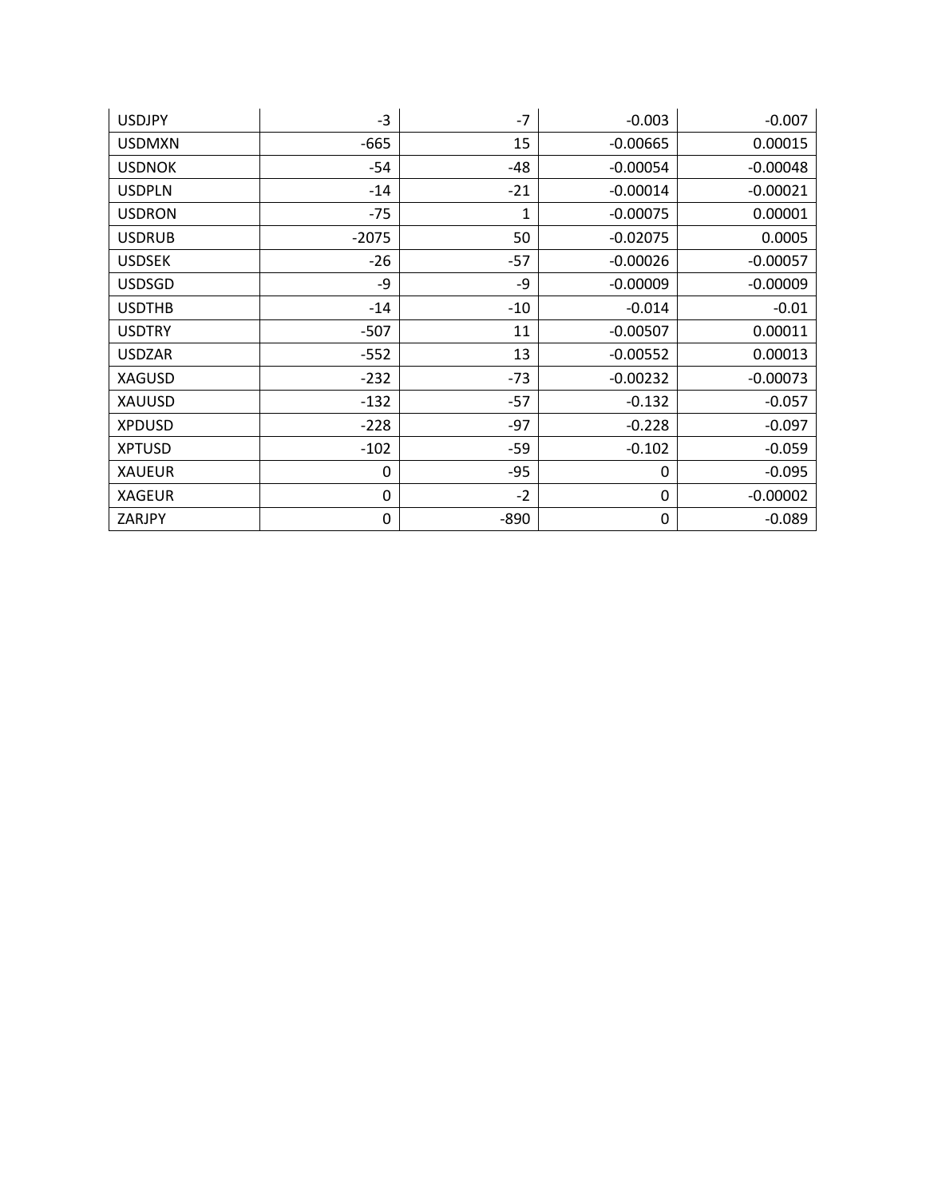| | | | | |
|---|---|---|---|---|
| USDJPY | -3 | -7 | -0.003 | -0.007 |
| USDMXN | -665 | 15 | -0.00665 | 0.00015 |
| USDNOK | -54 | -48 | -0.00054 | -0.00048 |
| USDPLN | -14 | -21 | -0.00014 | -0.00021 |
| USDRON | -75 | 1 | -0.00075 | 0.00001 |
| USDRUB | -2075 | 50 | -0.02075 | 0.0005 |
| USDSEK | -26 | -57 | -0.00026 | -0.00057 |
| USDSGD | -9 | -9 | -0.00009 | -0.00009 |
| USDTHB | -14 | -10 | -0.014 | -0.01 |
| USDTRY | -507 | 11 | -0.00507 | 0.00011 |
| USDZAR | -552 | 13 | -0.00552 | 0.00013 |
| XAGUSD | -232 | -73 | -0.00232 | -0.00073 |
| XAUUSD | -132 | -57 | -0.132 | -0.057 |
| XPDUSD | -228 | -97 | -0.228 | -0.097 |
| XPTUSD | -102 | -59 | -0.102 | -0.059 |
| XAUEUR | 0 | -95 | 0 | -0.095 |
| XAGEUR | 0 | -2 | 0 | -0.00002 |
| ZARJPY | 0 | -890 | 0 | -0.089 |